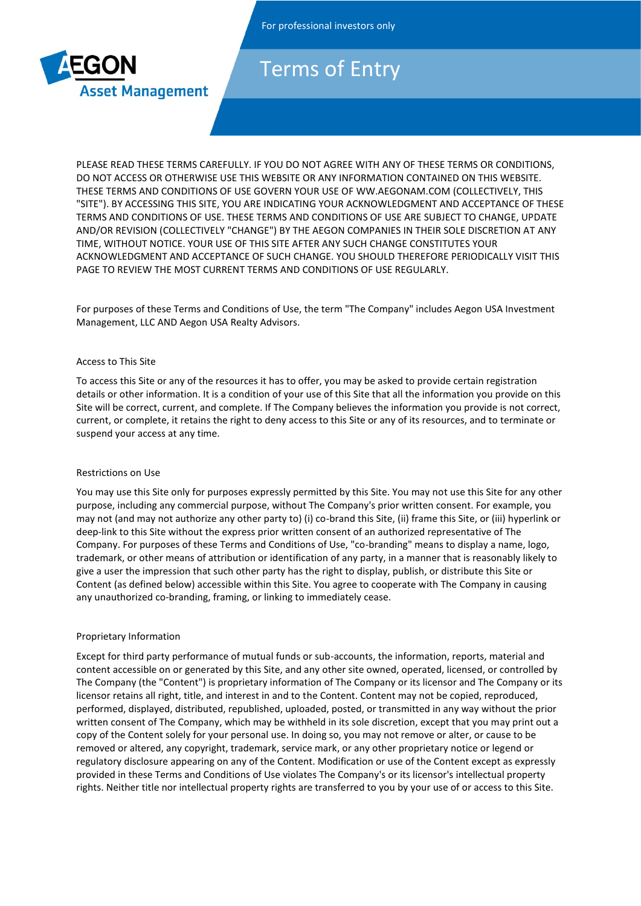For professional investors only

# Terms of Entry

PLEASE READ THESE TERMS CAREFULLY. IF YOU DO NOT AGREE WITH ANY OF THESE TERMS OR CONDITIONS, DO NOT ACCESS OR OTHERWISE USE THIS WEBSITE OR ANY INFORMATION CONTAINED ON THIS WEBSITE. THESE TERMS AND CONDITIONS OF USE GOVERN YOUR USE OF WW.AEGONAM.COM (COLLECTIVELY, THIS "SITE"). BY ACCESSING THIS SITE, YOU ARE INDICATING YOUR ACKNOWLEDGMENT AND ACCEPTANCE OF THESE TERMS AND CONDITIONS OF USE. THESE TERMS AND CONDITIONS OF USE ARE SUBJECT TO CHANGE, UPDATE AND/OR REVISION (COLLECTIVELY "CHANGE") BY THE AEGON COMPANIES IN THEIR SOLE DISCRETION AT ANY TIME, WITHOUT NOTICE. YOUR USE OF THIS SITE AFTER ANY SUCH CHANGE CONSTITUTES YOUR ACKNOWLEDGMENT AND ACCEPTANCE OF SUCH CHANGE. YOU SHOULD THEREFORE PERIODICALLY VISIT THIS PAGE TO REVIEW THE MOST CURRENT TERMS AND CONDITIONS OF USE REGULARLY.

For purposes of these Terms and Conditions of Use, the term "The Company" includes Aegon USA Investment Management, LLC AND Aegon USA Realty Advisors.

## Access to This Site

To access this Site or any of the resources it has to offer, you may be asked to provide certain registration details or other information. It is a condition of your use of this Site that all the information you provide on this Site will be correct, current, and complete. If The Company believes the information you provide is not correct, current, or complete, it retains the right to deny access to this Site or any of its resources, and to terminate or suspend your access at any time.

## Restrictions on Use

You may use this Site only for purposes expressly permitted by this Site. You may not use this Site for any other purpose, including any commercial purpose, without The Company's prior written consent. For example, you may not (and may not authorize any other party to) (i) co-brand this Site, (ii) frame this Site, or (iii) hyperlink or deep-link to this Site without the express prior written consent of an authorized representative of The Company. For purposes of these Terms and Conditions of Use, "co-branding" means to display a name, logo, trademark, or other means of attribution or identification of any party, in a manner that is reasonably likely to give a user the impression that such other party has the right to display, publish, or distribute this Site or Content (as defined below) accessible within this Site. You agree to cooperate with The Company in causing any unauthorized co-branding, framing, or linking to immediately cease.

## Proprietary Information

Except for third party performance of mutual funds or sub-accounts, the information, reports, material and content accessible on or generated by this Site, and any other site owned, operated, licensed, or controlled by The Company (the "Content") is proprietary information of The Company or its licensor and The Company or its licensor retains all right, title, and interest in and to the Content. Content may not be copied, reproduced, performed, displayed, distributed, republished, uploaded, posted, or transmitted in any way without the prior written consent of The Company, which may be withheld in its sole discretion, except that you may print out a copy of the Content solely for your personal use. In doing so, you may not remove or alter, or cause to be removed or altered, any copyright, trademark, service mark, or any other proprietary notice or legend or regulatory disclosure appearing on any of the Content. Modification or use of the Content except as expressly provided in these Terms and Conditions of Use violates The Company's or its licensor's intellectual property rights. Neither title nor intellectual property rights are transferred to you by your use of or access to this Site.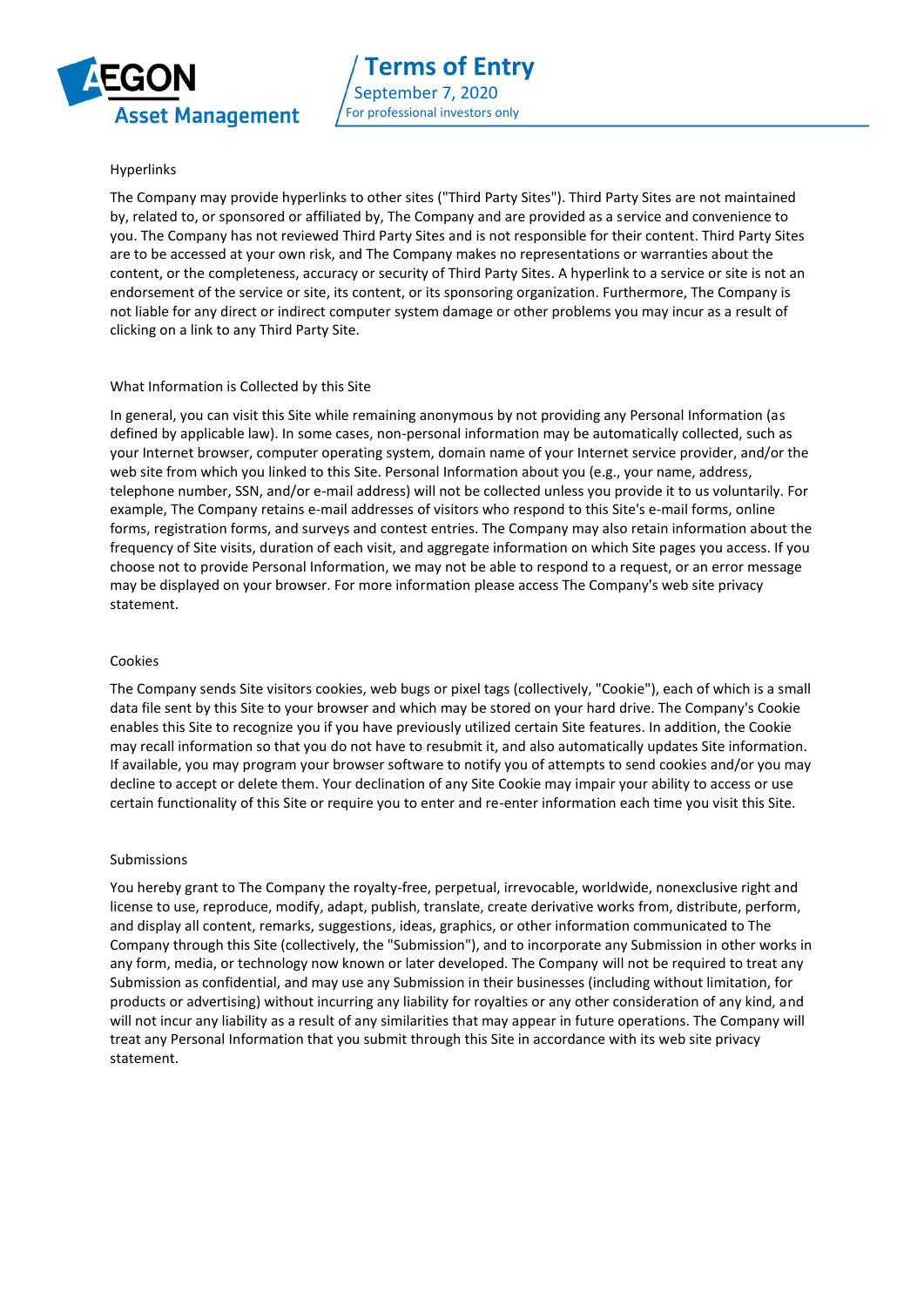## Hyperlinks

The Company may provide hyperlinks to other sites ("Third Party Sites"). Third Party Sites are not maintained by, related to, or sponsored or affiliated by, The Company and are provided as a service and convenience to you. The Company has not reviewed Third Party Sites and is not responsible for their content. Third Party Sites are to be accessed at your own risk, and The Company makes no representations or warranties about the content, or the completeness, accuracy or security of Third Party Sites. A hyperlink to a service or site is not an endorsement of the service or site, its content, or its sponsoring organization. Furthermore, The Company is not liable for any direct or indirect computer system damage or other problems you may incur as a result of clicking on a link to any Third Party Site.

## What Information is Collected by this Site

In general, you can visit this Site while remaining anonymous by not providing any Personal Information (as defined by applicable law). In some cases, non-personal information may be automatically collected, such as your Internet browser, computer operating system, domain name of your Internet service provider, and/or the web site from which you linked to this Site. Personal Information about you (e.g., your name, address, telephone number, SSN, and/or e-mail address) will not be collected unless you provide it to us voluntarily. For example, The Company retains e-mail addresses of visitors who respond to this Site's e-mail forms, online forms, registration forms, and surveys and contest entries. The Company may also retain information about the frequency of Site visits, duration of each visit, and aggregate information on which Site pages you access. If you choose not to provide Personal Information, we may not be able to respond to a request, or an error message may be displayed on your browser. For more information please access The Company's web site privacy statement.

## Cookies

The Company sends Site visitors cookies, web bugs or pixel tags (collectively, "Cookie"), each of which is a small data file sent by this Site to your browser and which may be stored on your hard drive. The Company's Cookie enables this Site to recognize you if you have previously utilized certain Site features. In addition, the Cookie may recall information so that you do not have to resubmit it, and also automatically updates Site information. If available, you may program your browser software to notify you of attempts to send cookies and/or you may decline to accept or delete them. Your declination of any Site Cookie may impair your ability to access or use certain functionality of this Site or require you to enter and re-enter information each time you visit this Site.

## Submissions

You hereby grant to The Company the royalty-free, perpetual, irrevocable, worldwide, nonexclusive right and license to use, reproduce, modify, adapt, publish, translate, create derivative works from, distribute, perform, and display all content, remarks, suggestions, ideas, graphics, or other information communicated to The Company through this Site (collectively, the "Submission"), and to incorporate any Submission in other works in any form, media, or technology now known or later developed. The Company will not be required to treat any Submission as confidential, and may use any Submission in their businesses (including without limitation, for products or advertising) without incurring any liability for royalties or any other consideration of any kind, and will not incur any liability as a result of any similarities that may appear in future operations. The Company will treat any Personal Information that you submit through this Site in accordance with its web site privacy statement.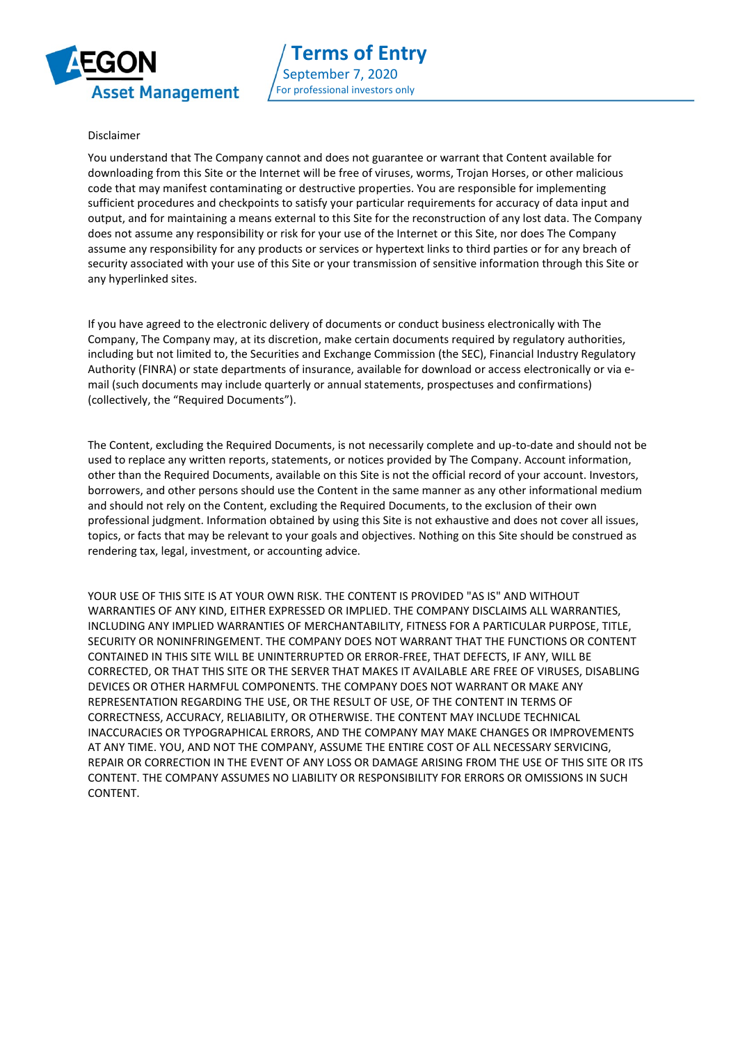Disclaimer

You understand that The Company cannot and does not guarantee or warrant that Content available for downloading from this Site or the Internet will be free of viruses, worms, Trojan Horses, or other malicious code that may manifest contaminating or destructive properties. You are responsible for implementing sufficient procedures and checkpoints to satisfy your particular requirements for accuracy of data input and output, and for maintaining a means external to this Site for the reconstruction of any lost data. The Company does not assume any responsibility or risk for your use of the Internet or this Site, nor does The Company assume any responsibility for any products or services or hypertext links to third parties or for any breach of security associated with your use of this Site or your transmission of sensitive information through this Site or any hyperlinked sites.

If you have agreed to the electronic delivery of documents or conduct business electronically with The Company, The Company may, at its discretion, make certain documents required by regulatory authorities, including but not limited to, the Securities and Exchange Commission (the SEC), Financial Industry Regulatory Authority (FINRA) or state departments of insurance, available for download or access electronically or via e-mail (such documents may include quarterly or annual statements, prospectuses and confirmations) (collectively, the "Required Documents").

The Content, excluding the Required Documents, is not necessarily complete and up-to-date and should not be used to replace any written reports, statements, or notices provided by The Company. Account information, other than the Required Documents, available on this Site is not the official record of your account. Investors, borrowers, and other persons should use the Content in the same manner as any other informational medium and should not rely on the Content, excluding the Required Documents, to the exclusion of their own professional judgment. Information obtained by using this Site is not exhaustive and does not cover all issues, topics, or facts that may be relevant to your goals and objectives. Nothing on this Site should be construed as rendering tax, legal, investment, or accounting advice.

YOUR USE OF THIS SITE IS AT YOUR OWN RISK. THE CONTENT IS PROVIDED "AS IS" AND WITHOUT WARRANTIES OF ANY KIND, EITHER EXPRESSED OR IMPLIED. THE COMPANY DISCLAIMS ALL WARRANTIES, INCLUDING ANY IMPLIED WARRANTIES OF MERCHANTABILITY, FITNESS FOR A PARTICULAR PURPOSE, TITLE, SECURITY OR NONINFRINGEMENT. THE COMPANY DOES NOT WARRANT THAT THE FUNCTIONS OR CONTENT CONTAINED IN THIS SITE WILL BE UNINTERRUPTED OR ERROR-FREE, THAT DEFECTS, IF ANY, WILL BE CORRECTED, OR THAT THIS SITE OR THE SERVER THAT MAKES IT AVAILABLE ARE FREE OF VIRUSES, DISABLING DEVICES OR OTHER HARMFUL COMPONENTS. THE COMPANY DOES NOT WARRANT OR MAKE ANY REPRESENTATION REGARDING THE USE, OR THE RESULT OF USE, OF THE CONTENT IN TERMS OF CORRECTNESS, ACCURACY, RELIABILITY, OR OTHERWISE. THE CONTENT MAY INCLUDE TECHNICAL INACCURACIES OR TYPOGRAPHICAL ERRORS, AND THE COMPANY MAY MAKE CHANGES OR IMPROVEMENTS AT ANY TIME. YOU, AND NOT THE COMPANY, ASSUME THE ENTIRE COST OF ALL NECESSARY SERVICING, REPAIR OR CORRECTION IN THE EVENT OF ANY LOSS OR DAMAGE ARISING FROM THE USE OF THIS SITE OR ITS CONTENT. THE COMPANY ASSUMES NO LIABILITY OR RESPONSIBILITY FOR ERRORS OR OMISSIONS IN SUCH CONTENT.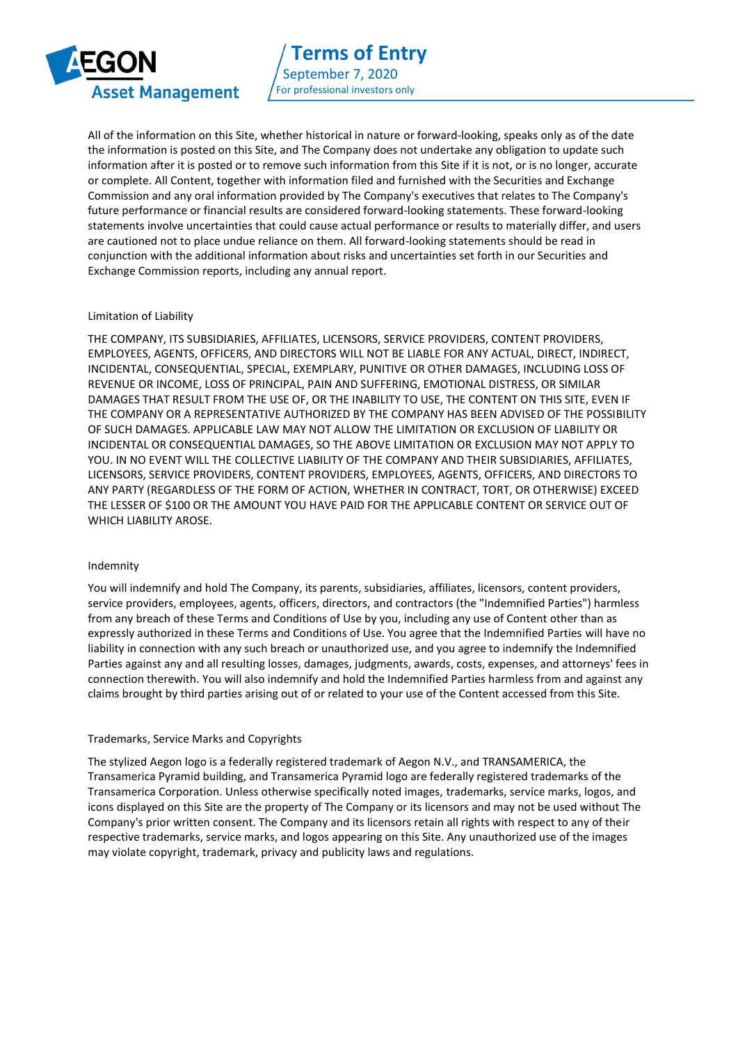All of the information on this Site, whether historical in nature or forward-looking, speaks only as of the date the information is posted on this Site, and The Company does not undertake any obligation to update such information after it is posted or to remove such information from this Site if it is not, or is no longer, accurate or complete. All Content, together with information filed and furnished with the Securities and Exchange Commission and any oral information provided by The Company's executives that relates to The Company's future performance or financial results are considered forward-looking statements. These forward-looking statements involve uncertainties that could cause actual performance or results to materially differ, and users are cautioned not to place undue reliance on them. All forward-looking statements should be read in conjunction with the additional information about risks and uncertainties set forth in our Securities and Exchange Commission reports, including any annual report.

## Limitation of Liability

THE COMPANY, ITS SUBSIDIARIES, AFFILIATES, LICENSORS, SERVICE PROVIDERS, CONTENT PROVIDERS, EMPLOYEES, AGENTS, OFFICERS, AND DIRECTORS WILL NOT BE LIABLE FOR ANY ACTUAL, DIRECT, INDIRECT, INCIDENTAL, CONSEQUENTIAL, SPECIAL, EXEMPLARY, PUNITIVE OR OTHER DAMAGES, INCLUDING LOSS OF REVENUE OR INCOME, LOSS OF PRINCIPAL, PAIN AND SUFFERING, EMOTIONAL DISTRESS, OR SIMILAR DAMAGES THAT RESULT FROM THE USE OF, OR THE INABILITY TO USE, THE CONTENT ON THIS SITE, EVEN IF THE COMPANY OR A REPRESENTATIVE AUTHORIZED BY THE COMPANY HAS BEEN ADVISED OF THE POSSIBILITY OF SUCH DAMAGES. APPLICABLE LAW MAY NOT ALLOW THE LIMITATION OR EXCLUSION OF LIABILITY OR INCIDENTAL OR CONSEQUENTIAL DAMAGES, SO THE ABOVE LIMITATION OR EXCLUSION MAY NOT APPLY TO YOU. IN NO EVENT WILL THE COLLECTIVE LIABILITY OF THE COMPANY AND THEIR SUBSIDIARIES, AFFILIATES, LICENSORS, SERVICE PROVIDERS, CONTENT PROVIDERS, EMPLOYEES, AGENTS, OFFICERS, AND DIRECTORS TO ANY PARTY (REGARDLESS OF THE FORM OF ACTION, WHETHER IN CONTRACT, TORT, OR OTHERWISE) EXCEED THE LESSER OF $100 OR THE AMOUNT YOU HAVE PAID FOR THE APPLICABLE CONTENT OR SERVICE OUT OF WHICH LIABILITY AROSE.

## Indemnity

You will indemnify and hold The Company, its parents, subsidiaries, affiliates, licensors, content providers, service providers, employees, agents, officers, directors, and contractors (the "Indemnified Parties") harmless from any breach of these Terms and Conditions of Use by you, including any use of Content other than as expressly authorized in these Terms and Conditions of Use. You agree that the Indemnified Parties will have no liability in connection with any such breach or unauthorized use, and you agree to indemnify the Indemnified Parties against any and all resulting losses, damages, judgments, awards, costs, expenses, and attorneys' fees in connection therewith. You will also indemnify and hold the Indemnified Parties harmless from and against any claims brought by third parties arising out of or related to your use of the Content accessed from this Site.

## Trademarks, Service Marks and Copyrights

The stylized Aegon logo is a federally registered trademark of Aegon N.V., and TRANSAMERICA, the Transamerica Pyramid building, and Transamerica Pyramid logo are federally registered trademarks of the Transamerica Corporation. Unless otherwise specifically noted images, trademarks, service marks, logos, and icons displayed on this Site are the property of The Company or its licensors and may not be used without The Company's prior written consent. The Company and its licensors retain all rights with respect to any of their respective trademarks, service marks, and logos appearing on this Site. Any unauthorized use of the images may violate copyright, trademark, privacy and publicity laws and regulations.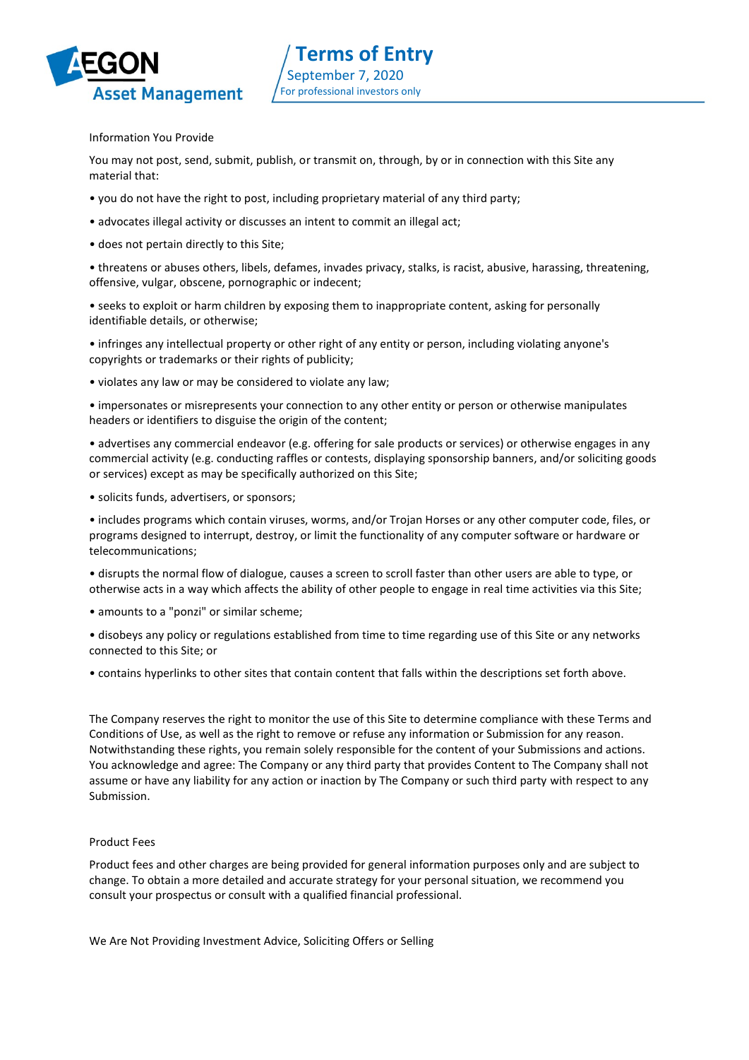## Information You Provide

You may not post, send, submit, publish, or transmit on, through, by or in connection with this Site any material that:

- you do not have the right to post, including proprietary material of any third party;
- advocates illegal activity or discusses an intent to commit an illegal act;
- does not pertain directly to this Site;
- threatens or abuses others, libels, defames, invades privacy, stalks, is racist, abusive, harassing, threatening, offensive, vulgar, obscene, pornographic or indecent;
- seeks to exploit or harm children by exposing them to inappropriate content, asking for personally identifiable details, or otherwise;
- infringes any intellectual property or other right of any entity or person, including violating anyone's copyrights or trademarks or their rights of publicity;
- violates any law or may be considered to violate any law;
- impersonates or misrepresents your connection to any other entity or person or otherwise manipulates headers or identifiers to disguise the origin of the content;
- advertises any commercial endeavor (e.g. offering for sale products or services) or otherwise engages in any commercial activity (e.g. conducting raffles or contests, displaying sponsorship banners, and/or soliciting goods or services) except as may be specifically authorized on this Site;
- solicits funds, advertisers, or sponsors;
- includes programs which contain viruses, worms, and/or Trojan Horses or any other computer code, files, or programs designed to interrupt, destroy, or limit the functionality of any computer software or hardware or telecommunications;
- disrupts the normal flow of dialogue, causes a screen to scroll faster than other users are able to type, or otherwise acts in a way which affects the ability of other people to engage in real time activities via this Site;
- amounts to a "ponzi" or similar scheme;
- disobeys any policy or regulations established from time to time regarding use of this Site or any networks connected to this Site; or
- contains hyperlinks to other sites that contain content that falls within the descriptions set forth above.

The Company reserves the right to monitor the use of this Site to determine compliance with these Terms and Conditions of Use, as well as the right to remove or refuse any information or Submission for any reason. Notwithstanding these rights, you remain solely responsible for the content of your Submissions and actions. You acknowledge and agree: The Company or any third party that provides Content to The Company shall not assume or have any liability for any action or inaction by The Company or such third party with respect to any Submission.

## Product Fees

Product fees and other charges are being provided for general information purposes only and are subject to change. To obtain a more detailed and accurate strategy for your personal situation, we recommend you consult your prospectus or consult with a qualified financial professional.

## We Are Not Providing Investment Advice, Soliciting Offers or Selling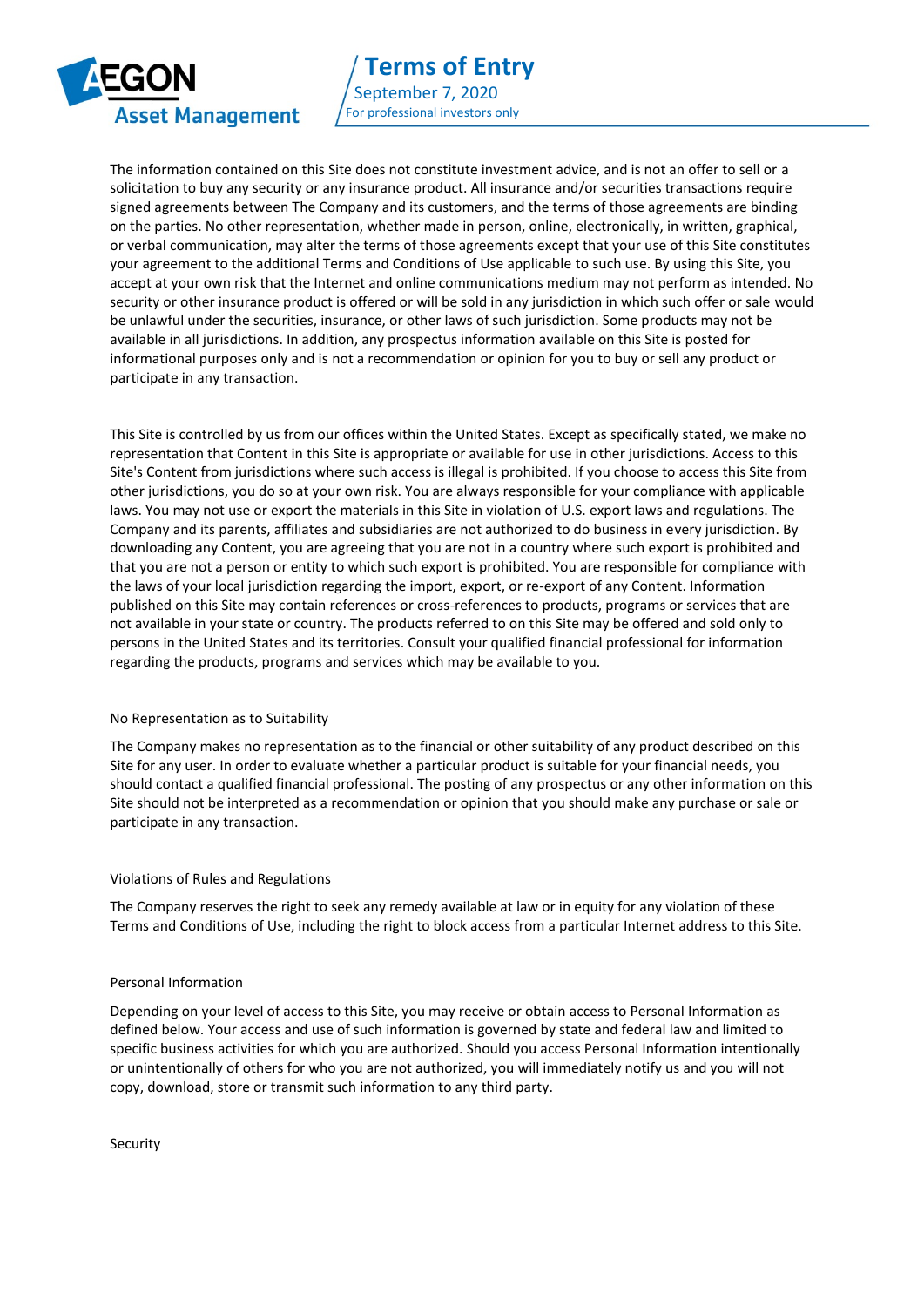The information contained on this Site does not constitute investment advice, and is not an offer to sell or a solicitation to buy any security or any insurance product. All insurance and/or securities transactions require signed agreements between The Company and its customers, and the terms of those agreements are binding on the parties. No other representation, whether made in person, online, electronically, in written, graphical, or verbal communication, may alter the terms of those agreements except that your use of this Site constitutes your agreement to the additional Terms and Conditions of Use applicable to such use. By using this Site, you accept at your own risk that the Internet and online communications medium may not perform as intended. No security or other insurance product is offered or will be sold in any jurisdiction in which such offer or sale would be unlawful under the securities, insurance, or other laws of such jurisdiction. Some products may not be available in all jurisdictions. In addition, any prospectus information available on this Site is posted for informational purposes only and is not a recommendation or opinion for you to buy or sell any product or participate in any transaction.

This Site is controlled by us from our offices within the United States. Except as specifically stated, we make no representation that Content in this Site is appropriate or available for use in other jurisdictions. Access to this Site's Content from jurisdictions where such access is illegal is prohibited. If you choose to access this Site from other jurisdictions, you do so at your own risk. You are always responsible for your compliance with applicable laws. You may not use or export the materials in this Site in violation of U.S. export laws and regulations. The Company and its parents, affiliates and subsidiaries are not authorized to do business in every jurisdiction. By downloading any Content, you are agreeing that you are not in a country where such export is prohibited and that you are not a person or entity to which such export is prohibited. You are responsible for compliance with the laws of your local jurisdiction regarding the import, export, or re-export of any Content. Information published on this Site may contain references or cross-references to products, programs or services that are not available in your state or country. The products referred to on this Site may be offered and sold only to persons in the United States and its territories. Consult your qualified financial professional for information regarding the products, programs and services which may be available to you.

## No Representation as to Suitability

The Company makes no representation as to the financial or other suitability of any product described on this Site for any user. In order to evaluate whether a particular product is suitable for your financial needs, you should contact a qualified financial professional. The posting of any prospectus or any other information on this Site should not be interpreted as a recommendation or opinion that you should make any purchase or sale or participate in any transaction.

## Violations of Rules and Regulations

The Company reserves the right to seek any remedy available at law or in equity for any violation of these Terms and Conditions of Use, including the right to block access from a particular Internet address to this Site.

## Personal Information

Depending on your level of access to this Site, you may receive or obtain access to Personal Information as defined below. Your access and use of such information is governed by state and federal law and limited to specific business activities for which you are authorized. Should you access Personal Information intentionally or unintentionally of others for who you are not authorized, you will immediately notify us and you will not copy, download, store or transmit such information to any third party.

## Security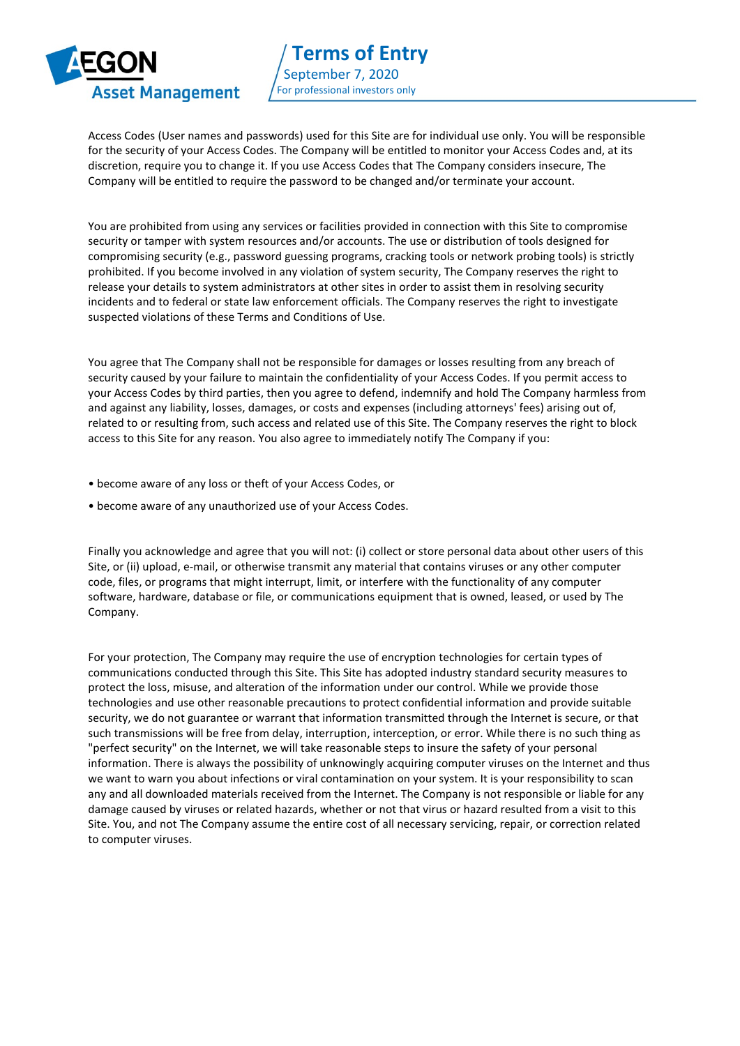Access Codes (User names and passwords) used for this Site are for individual use only. You will be responsible for the security of your Access Codes. The Company will be entitled to monitor your Access Codes and, at its discretion, require you to change it. If you use Access Codes that The Company considers insecure, The Company will be entitled to require the password to be changed and/or terminate your account.

You are prohibited from using any services or facilities provided in connection with this Site to compromise security or tamper with system resources and/or accounts. The use or distribution of tools designed for compromising security (e.g., password guessing programs, cracking tools or network probing tools) is strictly prohibited. If you become involved in any violation of system security, The Company reserves the right to release your details to system administrators at other sites in order to assist them in resolving security incidents and to federal or state law enforcement officials. The Company reserves the right to investigate suspected violations of these Terms and Conditions of Use.

You agree that The Company shall not be responsible for damages or losses resulting from any breach of security caused by your failure to maintain the confidentiality of your Access Codes. If you permit access to your Access Codes by third parties, then you agree to defend, indemnify and hold The Company harmless from and against any liability, losses, damages, or costs and expenses (including attorneys' fees) arising out of, related to or resulting from, such access and related use of this Site. The Company reserves the right to block access to this Site for any reason. You also agree to immediately notify The Company if you:

- become aware of any loss or theft of your Access Codes, or
- become aware of any unauthorized use of your Access Codes.

Finally you acknowledge and agree that you will not: (i) collect or store personal data about other users of this Site, or (ii) upload, e-mail, or otherwise transmit any material that contains viruses or any other computer code, files, or programs that might interrupt, limit, or interfere with the functionality of any computer software, hardware, database or file, or communications equipment that is owned, leased, or used by The Company.

For your protection, The Company may require the use of encryption technologies for certain types of communications conducted through this Site. This Site has adopted industry standard security measures to protect the loss, misuse, and alteration of the information under our control. While we provide those technologies and use other reasonable precautions to protect confidential information and provide suitable security, we do not guarantee or warrant that information transmitted through the Internet is secure, or that such transmissions will be free from delay, interruption, interception, or error. While there is no such thing as "perfect security" on the Internet, we will take reasonable steps to insure the safety of your personal information. There is always the possibility of unknowingly acquiring computer viruses on the Internet and thus we want to warn you about infections or viral contamination on your system. It is your responsibility to scan any and all downloaded materials received from the Internet. The Company is not responsible or liable for any damage caused by viruses or related hazards, whether or not that virus or hazard resulted from a visit to this Site. You, and not The Company assume the entire cost of all necessary servicing, repair, or correction related to computer viruses.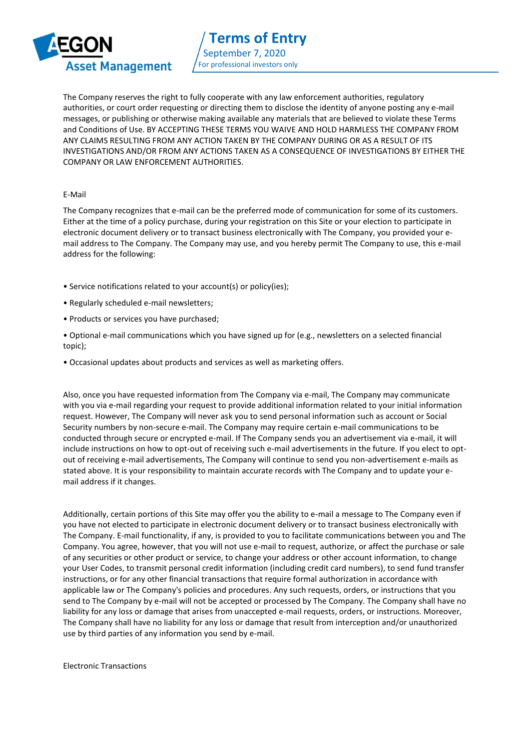The Company reserves the right to fully cooperate with any law enforcement authorities, regulatory authorities, or court order requesting or directing them to disclose the identity of anyone posting any e-mail messages, or publishing or otherwise making available any materials that are believed to violate these Terms and Conditions of Use. BY ACCEPTING THESE TERMS YOU WAIVE AND HOLD HARMLESS THE COMPANY FROM ANY CLAIMS RESULTING FROM ANY ACTION TAKEN BY THE COMPANY DURING OR AS A RESULT OF ITS INVESTIGATIONS AND/OR FROM ANY ACTIONS TAKEN AS A CONSEQUENCE OF INVESTIGATIONS BY EITHER THE COMPANY OR LAW ENFORCEMENT AUTHORITIES.

E-Mail

The Company recognizes that e-mail can be the preferred mode of communication for some of its customers. Either at the time of a policy purchase, during your registration on this Site or your election to participate in electronic document delivery or to transact business electronically with The Company, you provided your e-mail address to The Company. The Company may use, and you hereby permit The Company to use, this e-mail address for the following:

- Service notifications related to your account(s) or policy(ies);
- Regularly scheduled e-mail newsletters;
- Products or services you have purchased;
- Optional e-mail communications which you have signed up for (e.g., newsletters on a selected financial topic);
- Occasional updates about products and services as well as marketing offers.

Also, once you have requested information from The Company via e-mail, The Company may communicate with you via e-mail regarding your request to provide additional information related to your initial information request. However, The Company will never ask you to send personal information such as account or Social Security numbers by non-secure e-mail. The Company may require certain e-mail communications to be conducted through secure or encrypted e-mail. If The Company sends you an advertisement via e-mail, it will include instructions on how to opt-out of receiving such e-mail advertisements in the future. If you elect to opt-out of receiving e-mail advertisements, The Company will continue to send you non-advertisement e-mails as stated above. It is your responsibility to maintain accurate records with The Company and to update your e-mail address if it changes.

Additionally, certain portions of this Site may offer you the ability to e-mail a message to The Company even if you have not elected to participate in electronic document delivery or to transact business electronically with The Company. E-mail functionality, if any, is provided to you to facilitate communications between you and The Company. You agree, however, that you will not use e-mail to request, authorize, or affect the purchase or sale of any securities or other product or service, to change your address or other account information, to change your User Codes, to transmit personal credit information (including credit card numbers), to send fund transfer instructions, or for any other financial transactions that require formal authorization in accordance with applicable law or The Company's policies and procedures. Any such requests, orders, or instructions that you send to The Company by e-mail will not be accepted or processed by The Company. The Company shall have no liability for any loss or damage that arises from unaccepted e-mail requests, orders, or instructions. Moreover, The Company shall have no liability for any loss or damage that result from interception and/or unauthorized use by third parties of any information you send by e-mail.

Electronic Transactions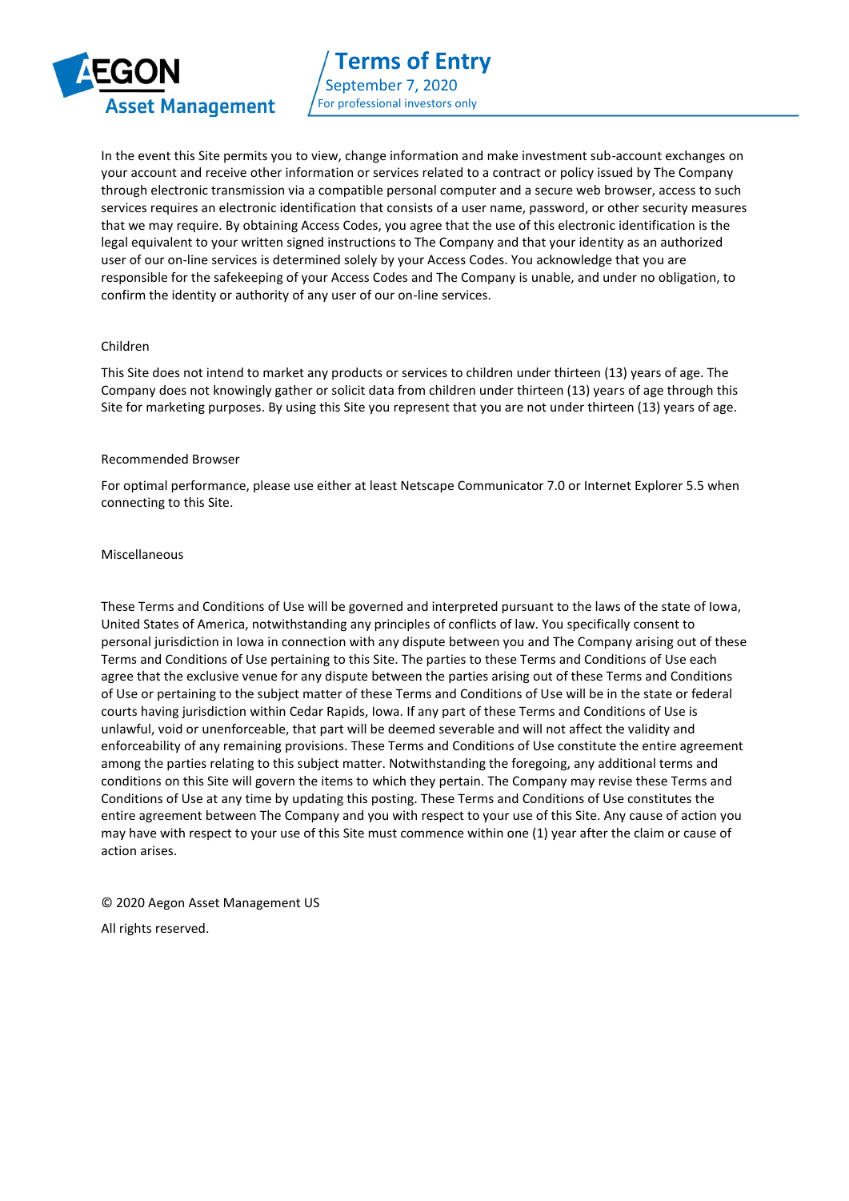In the event this Site permits you to view, change information and make investment sub-account exchanges on your account and receive other information or services related to a contract or policy issued by The Company through electronic transmission via a compatible personal computer and a secure web browser, access to such services requires an electronic identification that consists of a user name, password, or other security measures that we may require. By obtaining Access Codes, you agree that the use of this electronic identification is the legal equivalent to your written signed instructions to The Company and that your identity as an authorized user of our on-line services is determined solely by your Access Codes. You acknowledge that you are responsible for the safekeeping of your Access Codes and The Company is unable, and under no obligation, to confirm the identity or authority of any user of our on-line services.

Children

This Site does not intend to market any products or services to children under thirteen (13) years of age. The Company does not knowingly gather or solicit data from children under thirteen (13) years of age through this Site for marketing purposes. By using this Site you represent that you are not under thirteen (13) years of age.

Recommended Browser

For optimal performance, please use either at least Netscape Communicator 7.0 or Internet Explorer 5.5 when connecting to this Site.

Miscellaneous

These Terms and Conditions of Use will be governed and interpreted pursuant to the laws of the state of Iowa, United States of America, notwithstanding any principles of conflicts of law. You specifically consent to personal jurisdiction in Iowa in connection with any dispute between you and The Company arising out of these Terms and Conditions of Use pertaining to this Site. The parties to these Terms and Conditions of Use each agree that the exclusive venue for any dispute between the parties arising out of these Terms and Conditions of Use or pertaining to the subject matter of these Terms and Conditions of Use will be in the state or federal courts having jurisdiction within Cedar Rapids, Iowa. If any part of these Terms and Conditions of Use is unlawful, void or unenforceable, that part will be deemed severable and will not affect the validity and enforceability of any remaining provisions. These Terms and Conditions of Use constitute the entire agreement among the parties relating to this subject matter. Notwithstanding the foregoing, any additional terms and conditions on this Site will govern the items to which they pertain. The Company may revise these Terms and Conditions of Use at any time by updating this posting. These Terms and Conditions of Use constitutes the entire agreement between The Company and you with respect to your use of this Site. Any cause of action you may have with respect to your use of this Site must commence within one (1) year after the claim or cause of action arises.

© 2020 Aegon Asset Management US

All rights reserved.